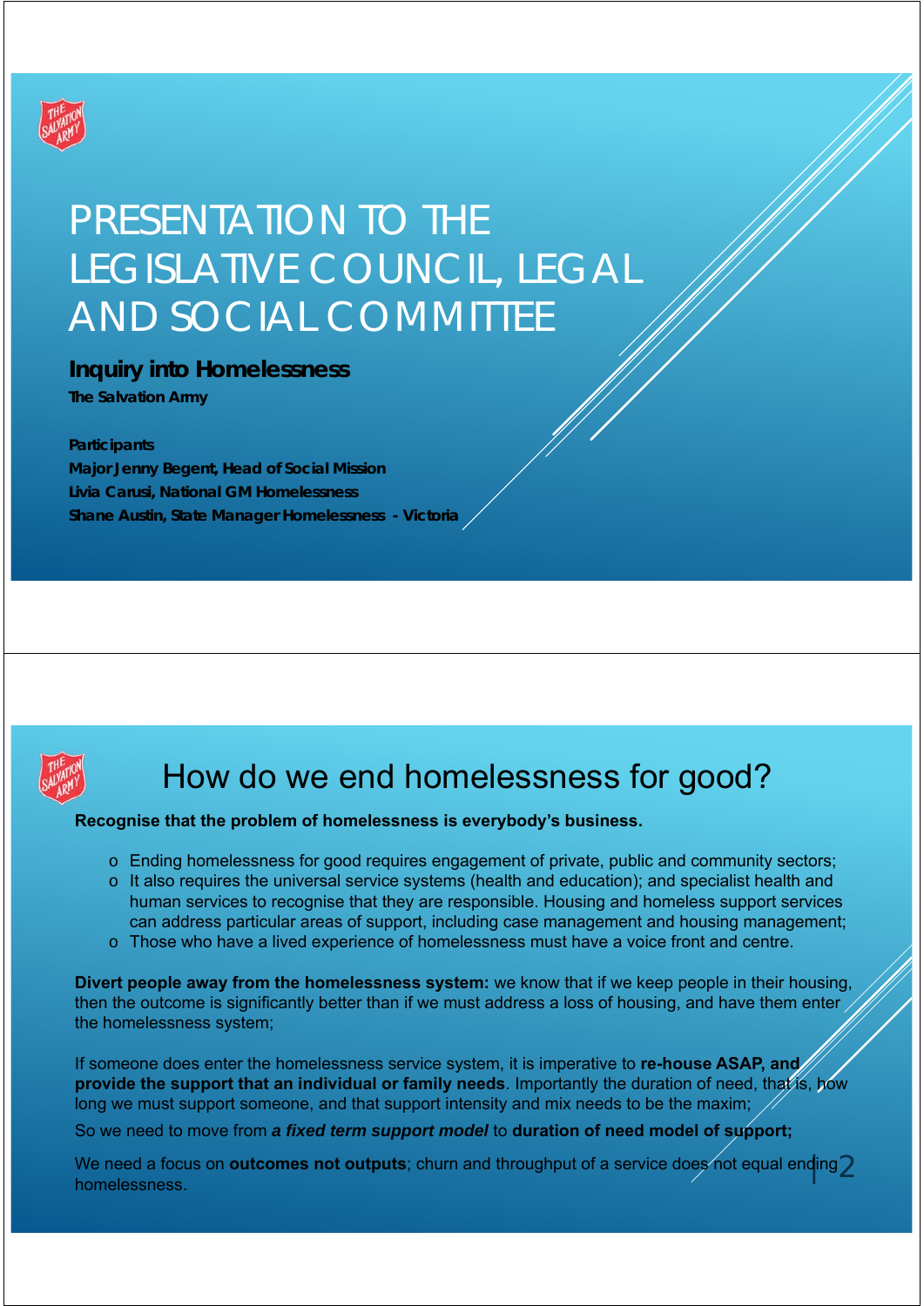# PRESENTATION TO THE LEGISLATIVE COUNCIL, LEGAL AND SOCIAL COMMITTEE

**Inquiry into Homelessness**

**The Salvation Army**

**Participants**

**Major Jenny Begent, Head of Social Mission**

**Livia Carusi, National GM Homelessness**

**Shane Austin, State Manager Homelessness - Victoria**

## How do we end homelessness for good?

**Recognise that the problem of homelessness is everybody's business.**

- Ending homelessness for good requires engagement of private, public and community sectors;
- It also requires the universal service systems (health and education); and specialist health and human services to recognise that they are responsible. Housing and homeless support services can address particular areas of support, including case management and housing management;
- Those who have a lived experience of homelessness must have a voice front and centre.

**Divert people away from the homelessness system:** we know that if we keep people in their housing, then the outcome is significantly better than if we must address a loss of housing, and have them enter the homelessness system;

If someone does enter the homelessness service system, it is imperative to **re-house ASAP, and provide the support that an individual or family needs**. Importantly the duration of need, that is, how long we must support someone, and that support intensity and mix needs to be the maxim;

So we need to move from ***a fixed term support model*** to **duration of need model of support;**

We need a focus on **outcomes not outputs**; churn and throughput of a service does not equal ending homelessness.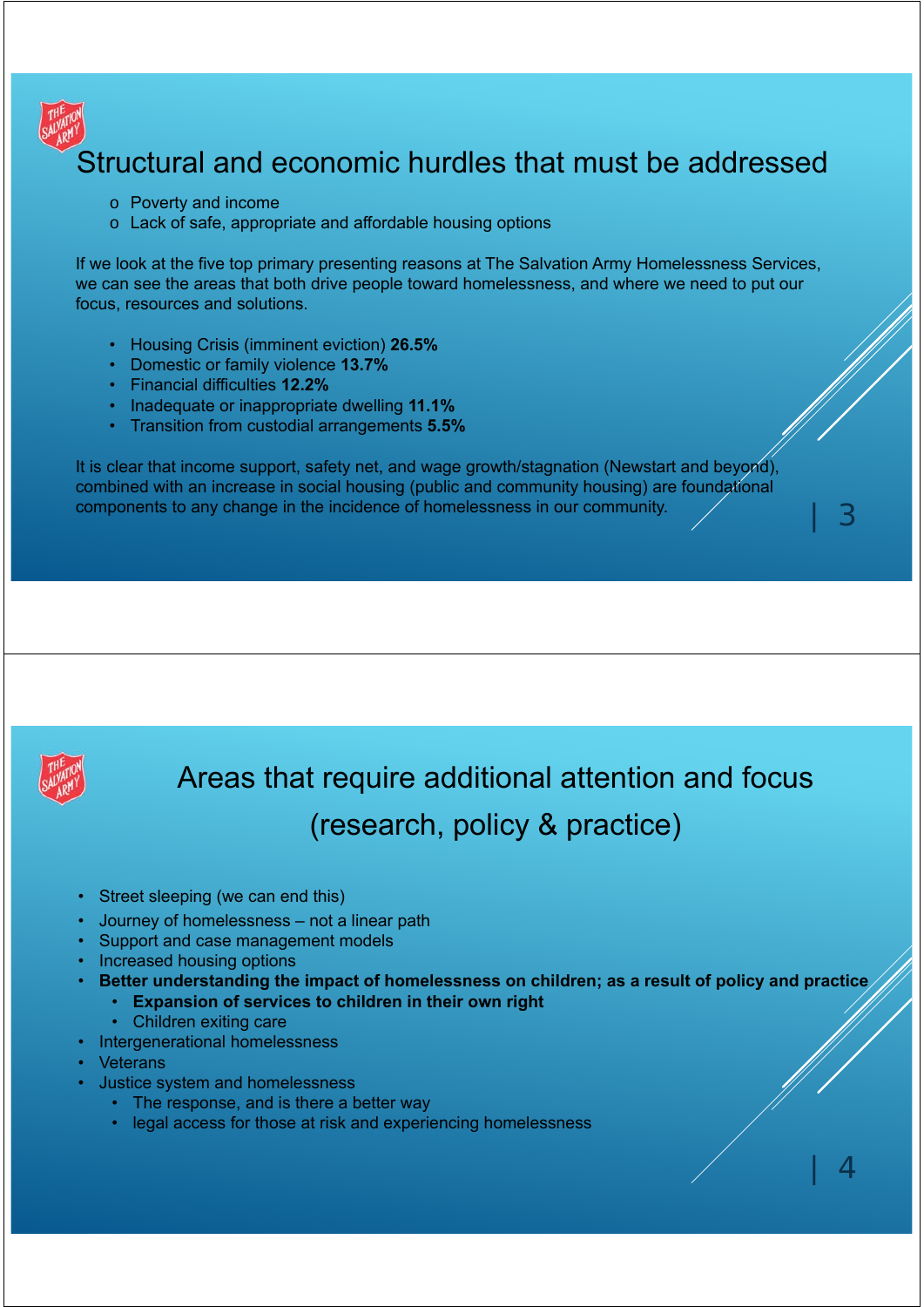# Structural and economic hurdles that must be addressed

- Poverty and income
- Lack of safe, appropriate and affordable housing options

If we look at the five top primary presenting reasons at The Salvation Army Homelessness Services, we can see the areas that both drive people toward homelessness, and where we need to put our focus, resources and solutions.

- Housing Crisis (imminent eviction) **26.5%**
- Domestic or family violence **13.7%**
- Financial difficulties **12.2%**
- Inadequate or inappropriate dwelling **11.1%**
- Transition from custodial arrangements **5.5%**

It is clear that income support, safety net, and wage growth/stagnation (Newstart and beyond), combined with an increase in social housing (public and community housing) are foundational components to any change in the incidence of homelessness in our community.

# Areas that require additional attention and focus (research, policy & practice)

- Street sleeping (we can end this)
- Journey of homelessness – not a linear path
- Support and case management models
- Increased housing options
- **Better understanding the impact of homelessness on children; as a result of policy and practice**
  - **Expansion of services to children in their own right**
  - Children exiting care
- Intergenerational homelessness
- Veterans
- Justice system and homelessness
  - The response, and is there a better way
  - legal access for those at risk and experiencing homelessness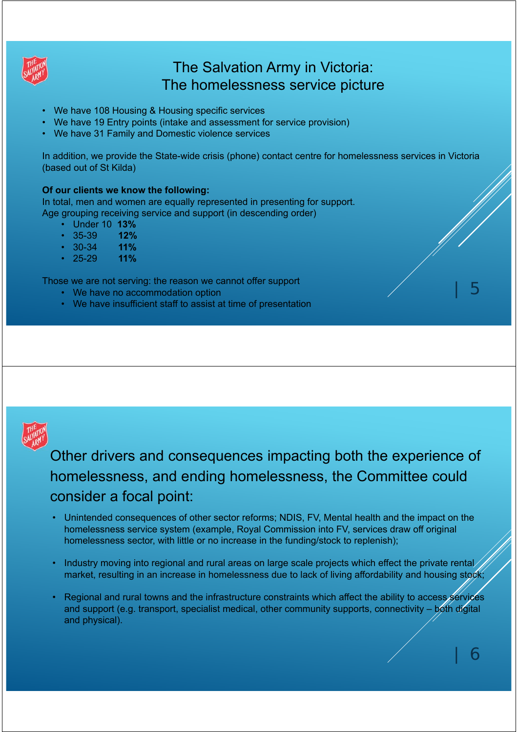# The Salvation Army in Victoria: The homelessness service picture

- We have 108 Housing & Housing specific services
- We have 19 Entry points (intake and assessment for service provision)
- We have 31 Family and Domestic violence services

In addition, we provide the State-wide crisis (phone) contact centre for homelessness services in Victoria (based out of St Kilda)

**Of our clients we know the following:**

In total, men and women are equally represented in presenting for support.

Age grouping receiving service and support (in descending order)

- Under 10 **13%**
- 35-39 **12%**
- 30-34 **11%**
- 25-29 **11%**

Those we are not serving: the reason we cannot offer support

- We have no accommodation option
- We have insufficient staff to assist at time of presentation

# Other drivers and consequences impacting both the experience of homelessness, and ending homelessness, the Committee could consider a focal point:

- Unintended consequences of other sector reforms; NDIS, FV, Mental health and the impact on the homelessness service system (example, Royal Commission into FV, services draw off original homelessness sector, with little or no increase in the funding/stock to replenish);
- Industry moving into regional and rural areas on large scale projects which effect the private rental market, resulting in an increase in homelessness due to lack of living affordability and housing stock;
- Regional and rural towns and the infrastructure constraints which affect the ability to access services and support (e.g. transport, specialist medical, other community supports, connectivity – both digital and physical).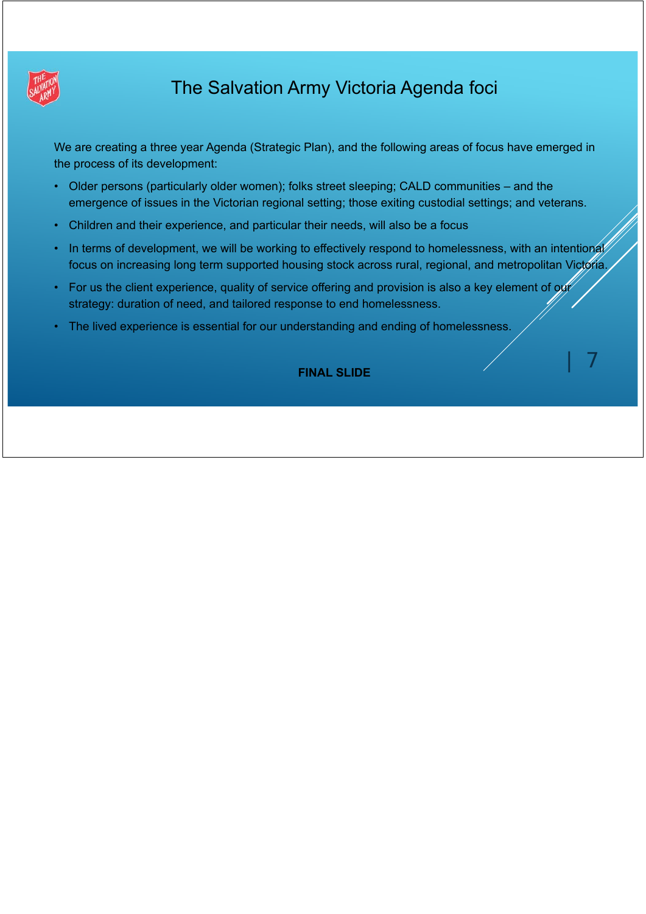# The Salvation Army Victoria Agenda foci

We are creating a three year Agenda (Strategic Plan), and the following areas of focus have emerged in the process of its development:

- Older persons (particularly older women); folks street sleeping; CALD communities – and the emergence of issues in the Victorian regional setting; those exiting custodial settings; and veterans.
- Children and their experience, and particular their needs, will also be a focus
- In terms of development, we will be working to effectively respond to homelessness, with an intentional focus on increasing long term supported housing stock across rural, regional, and metropolitan Victoria.
- For us the client experience, quality of service offering and provision is also a key element of our strategy: duration of need, and tailored response to end homelessness.
- The lived experience is essential for our understanding and ending of homelessness.

**FINAL SLIDE**